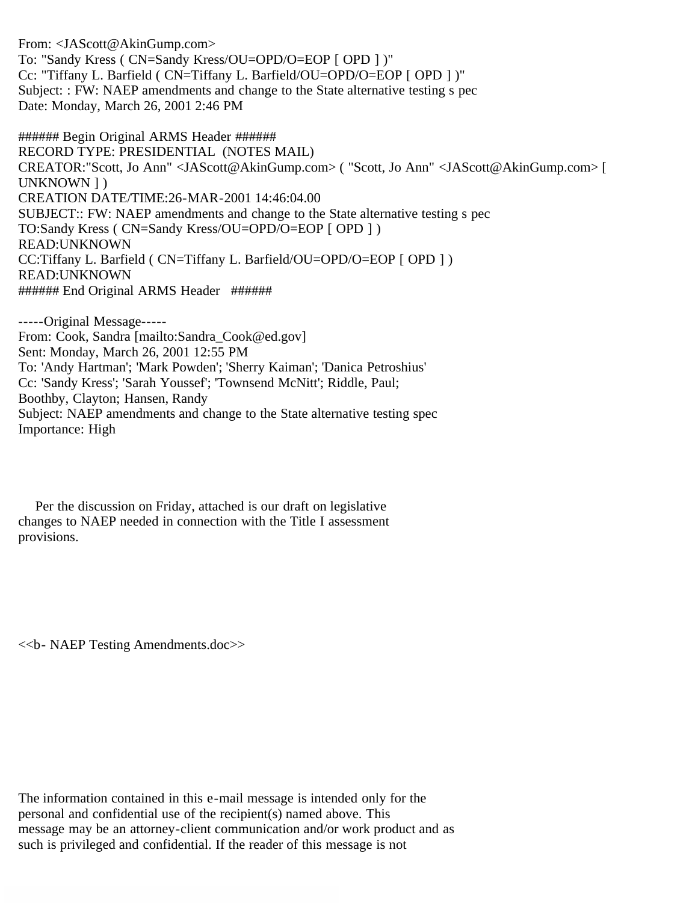From: <JAScott@AkinGump.com>
To: "Sandy Kress ( CN=Sandy Kress/OU=OPD/O=EOP [ OPD ] )"
Cc: "Tiffany L. Barfield ( CN=Tiffany L. Barfield/OU=OPD/O=EOP [ OPD ] )"
Subject: : FW: NAEP amendments and change to the State alternative testing s pec
Date: Monday, March 26, 2001 2:46 PM

###### Begin Original ARMS Header ######
RECORD TYPE: PRESIDENTIAL (NOTES MAIL)
CREATOR:"Scott, Jo Ann" <JAScott@AkinGump.com> ( "Scott, Jo Ann" <JAScott@AkinGump.com> [ UNKNOWN ] )
CREATION DATE/TIME:26-MAR-2001 14:46:04.00
SUBJECT:: FW: NAEP amendments and change to the State alternative testing s pec
TO:Sandy Kress ( CN=Sandy Kress/OU=OPD/O=EOP [ OPD ] )
READ:UNKNOWN
CC:Tiffany L. Barfield ( CN=Tiffany L. Barfield/OU=OPD/O=EOP [ OPD ] )
READ:UNKNOWN
###### End Original ARMS Header ######

-----Original Message-----
From: Cook, Sandra [mailto:Sandra_Cook@ed.gov]
Sent: Monday, March 26, 2001 12:55 PM
To: 'Andy Hartman'; 'Mark Powden'; 'Sherry Kaiman'; 'Danica Petroshius'
Cc: 'Sandy Kress'; 'Sarah Youssef'; 'Townsend McNitt'; Riddle, Paul; Boothby, Clayton; Hansen, Randy
Subject: NAEP amendments and change to the State alternative testing spec
Importance: High

Per the discussion on Friday, attached is our draft on legislative changes to NAEP needed in connection with the Title I assessment provisions.

<<b- NAEP Testing Amendments.doc>>

The information contained in this e-mail message is intended only for the personal and confidential use of the recipient(s) named above. This message may be an attorney-client communication and/or work product and as such is privileged and confidential. If the reader of this message is not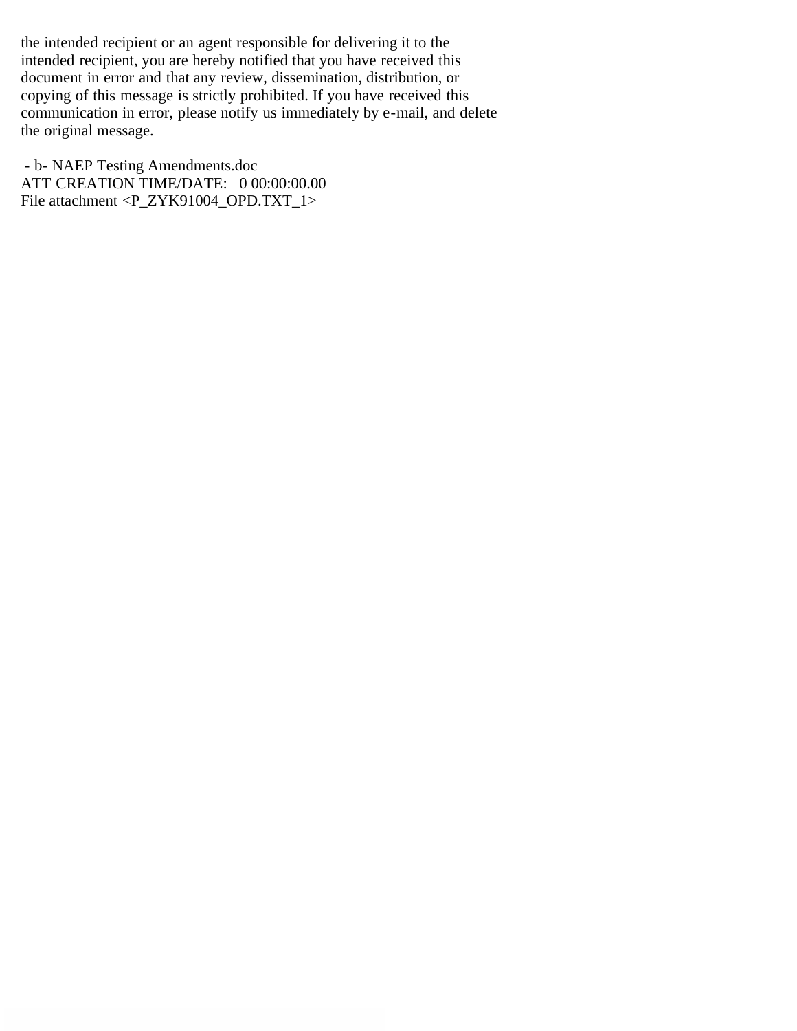the intended recipient or an agent responsible for delivering it to the intended recipient, you are hereby notified that you have received this document in error and that any review, dissemination, distribution, or copying of this message is strictly prohibited. If you have received this communication in error, please notify us immediately by e-mail, and delete the original message.

 - b- NAEP Testing Amendments.doc
ATT CREATION TIME/DATE:   0 00:00:00.00
File attachment <P_ZYK91004_OPD.TXT_1>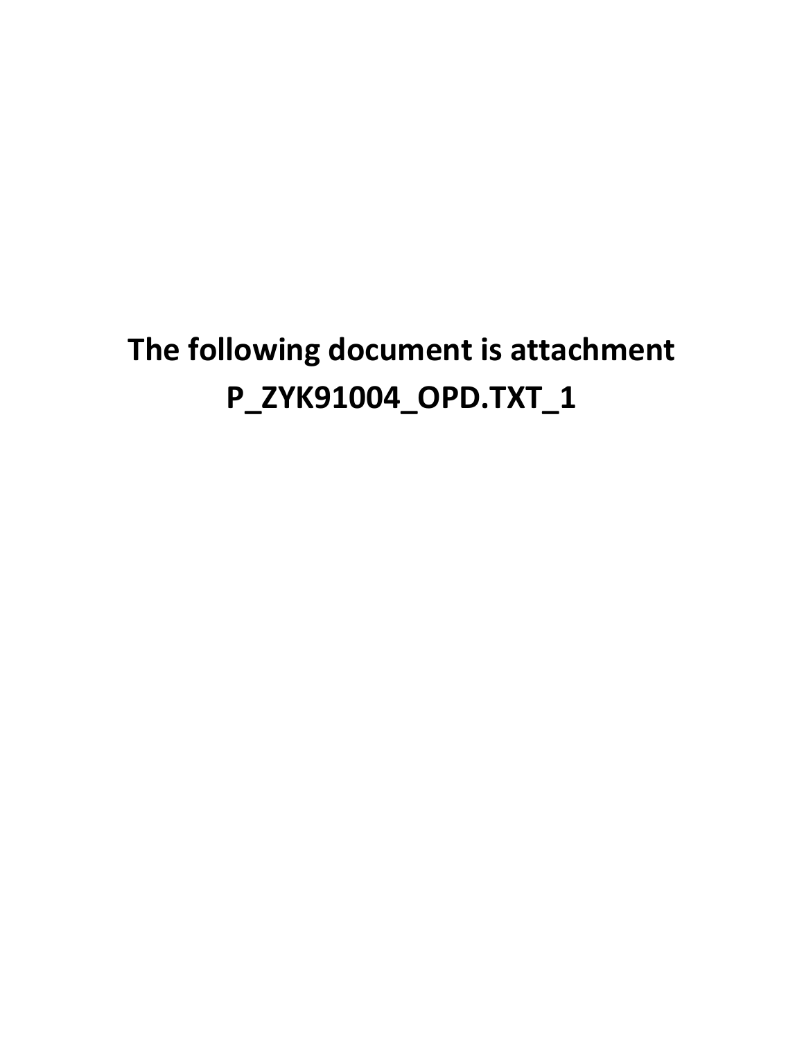**The following document is attachment P_ZYK91004_OPD.TXT_1**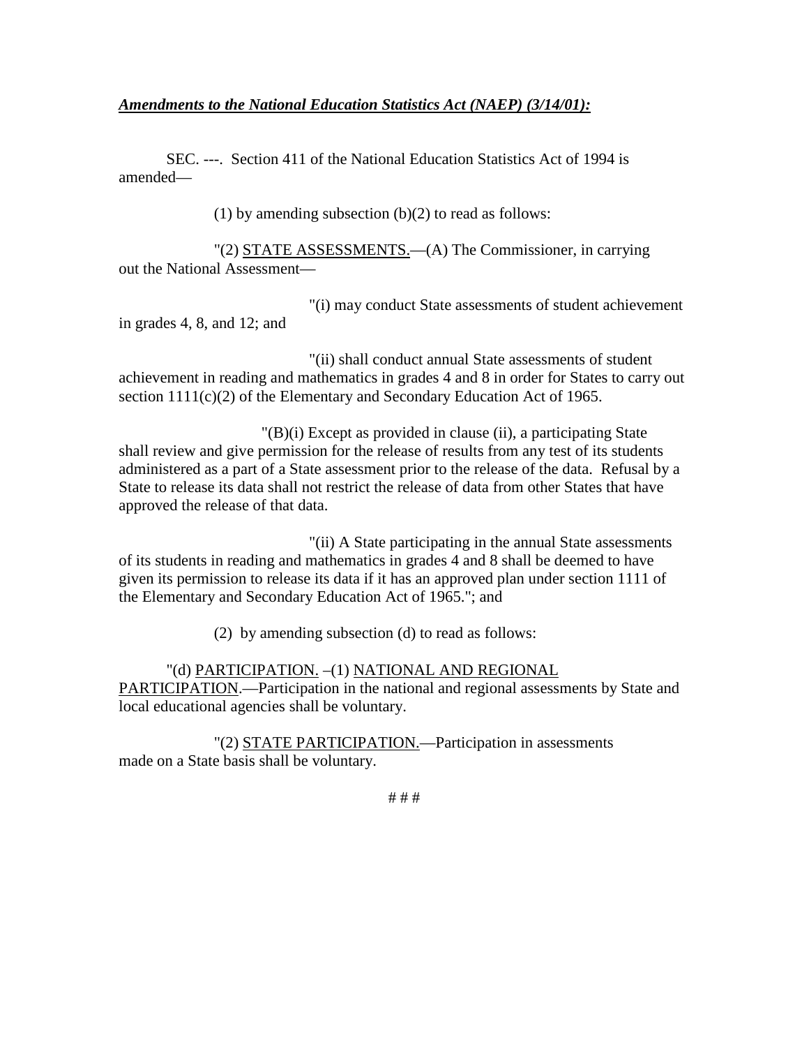***Amendments to the National Education Statistics Act (NAEP) (3/14/01):***

SEC. ---. Section 411 of the National Education Statistics Act of 1994 is amended—

(1) by amending subsection (b)(2) to read as follows:

"(2) STATE ASSESSMENTS.—(A) The Commissioner, in carrying out the National Assessment—

"(i) may conduct State assessments of student achievement in grades 4, 8, and 12; and

"(ii) shall conduct annual State assessments of student achievement in reading and mathematics in grades 4 and 8 in order for States to carry out section 1111(c)(2) of the Elementary and Secondary Education Act of 1965.

"(B)(i) Except as provided in clause (ii), a participating State shall review and give permission for the release of results from any test of its students administered as a part of a State assessment prior to the release of the data. Refusal by a State to release its data shall not restrict the release of data from other States that have approved the release of that data.

"(ii) A State participating in the annual State assessments of its students in reading and mathematics in grades 4 and 8 shall be deemed to have given its permission to release its data if it has an approved plan under section 1111 of the Elementary and Secondary Education Act of 1965."; and

(2) by amending subsection (d) to read as follows:

"(d) PARTICIPATION. –(1) NATIONAL AND REGIONAL PARTICIPATION.—Participation in the national and regional assessments by State and local educational agencies shall be voluntary.

"(2) STATE PARTICIPATION.—Participation in assessments made on a State basis shall be voluntary.

# # #